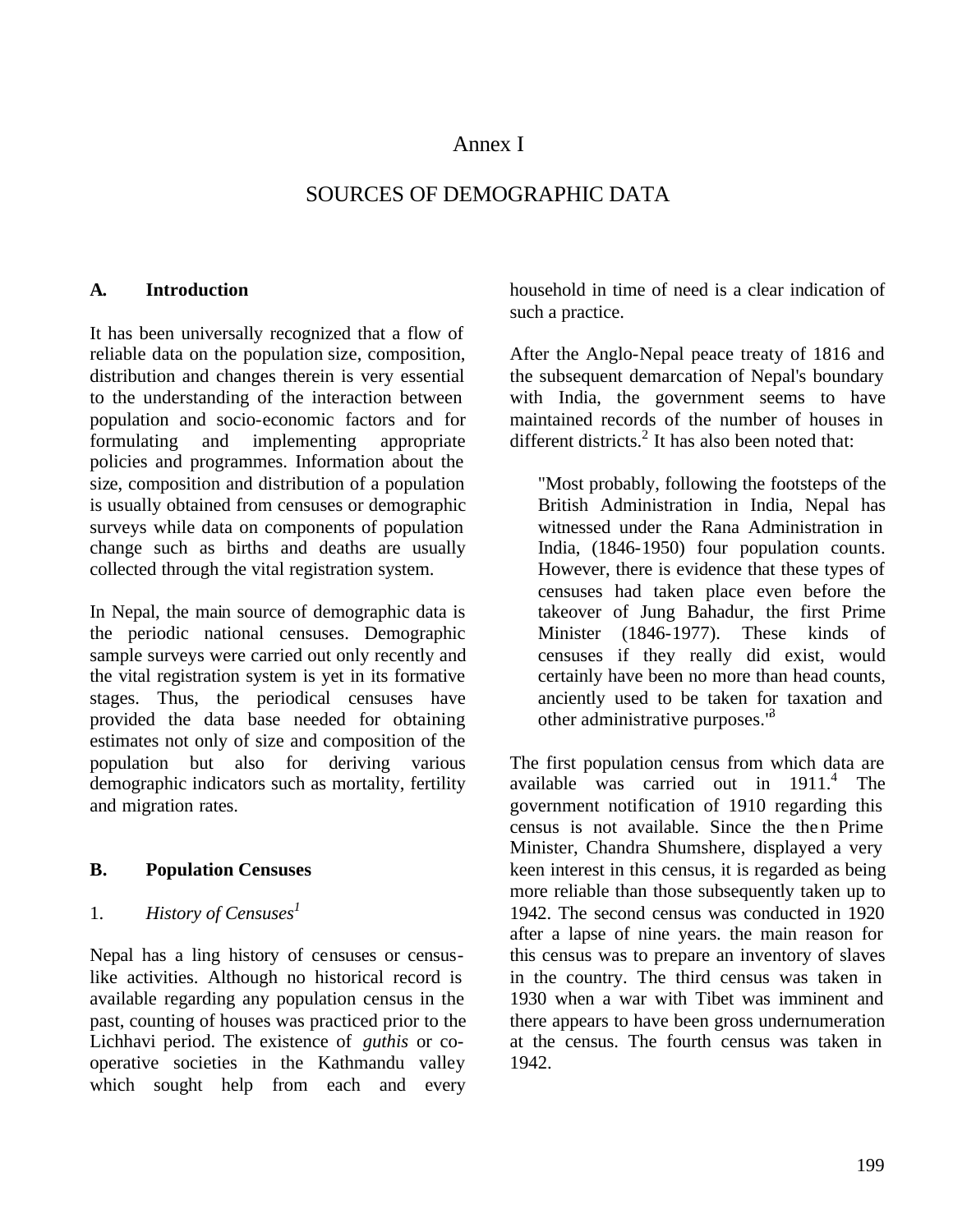# Annex I

## SOURCES OF DEMOGRAPHIC DATA

### A. Introduction

It has been universally recognized that a flow of reliable data on the population size, composition, distribution and changes therein is very essential to the understanding of the interaction between population and socio-economic factors and for formulating and implementing appropriate policies and programmes. Information about the size, composition and distribution of a population is usually obtained from censuses or demographic surveys while data on components of population change such as births and deaths are usually collected through the vital registration system.

In Nepal, the main source of demographic data is the periodic national censuses. Demographic sample surveys were carried out only recently and the vital registration system is yet in its formative stages. Thus, the periodical censuses have provided the data base needed for obtaining estimates not only of size and composition of the population but also for deriving various demographic indicators such as mortality, fertility and migration rates.

### B. Population Censuses

#### 1. *History of Censuses*[1]

Nepal has a ling history of censuses or census-like activities. Although no historical record is available regarding any population census in the past, counting of houses was practiced prior to the Lichhavi period. The existence of *guthis* or co-operative societies in the Kathmandu valley which sought help from each and every household in time of need is a clear indication of such a practice.

After the Anglo-Nepal peace treaty of 1816 and the subsequent demarcation of Nepal's boundary with India, the government seems to have maintained records of the number of houses in different districts.[2] It has also been noted that:

> "Most probably, following the footsteps of the British Administration in India, Nepal has witnessed under the Rana Administration in India, (1846-1950) four population counts. However, there is evidence that these types of censuses had taken place even before the takeover of Jung Bahadur, the first Prime Minister (1846-1977). These kinds of censuses if they really did exist, would certainly have been no more than head counts, anciently used to be taken for taxation and other administrative purposes."[3]

The first population census from which data are available was carried out in 1911.[4] The government notification of 1910 regarding this census is not available. Since the then Prime Minister, Chandra Shumshere, displayed a very keen interest in this census, it is regarded as being more reliable than those subsequently taken up to 1942. The second census was conducted in 1920 after a lapse of nine years. the main reason for this census was to prepare an inventory of slaves in the country. The third census was taken in 1930 when a war with Tibet was imminent and there appears to have been gross undernumeration at the census. The fourth census was taken in 1942.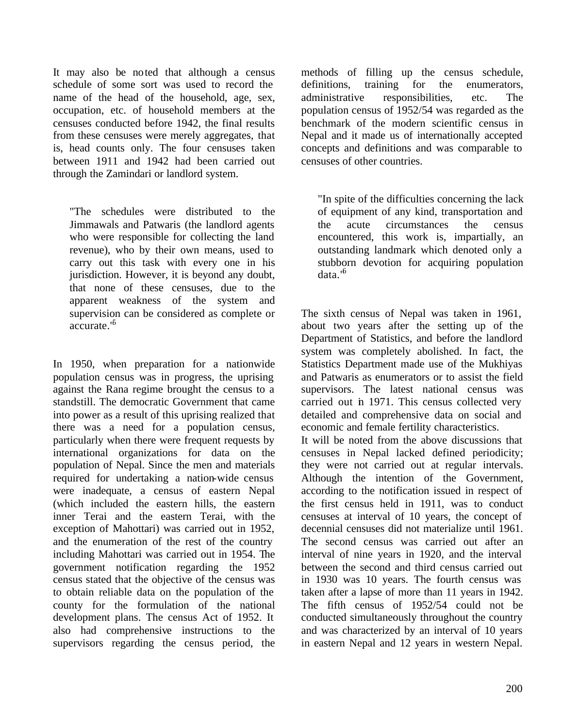It may also be noted that although a census schedule of some sort was used to record the name of the head of the household, age, sex, occupation, etc. of household members at the censuses conducted before 1942, the final results from these censuses were merely aggregates, that is, head counts only. The four censuses taken between 1911 and 1942 had been carried out through the Zamindari or landlord system.

> "The schedules were distributed to the Jimmawals and Patwaris (the landlord agents who were responsible for collecting the land revenue), who by their own means, used to carry out this task with every one in his jurisdiction. However, it is beyond any doubt, that none of these censuses, due to the apparent weakness of the system and supervision can be considered as complete or accurate."[6]

In 1950, when preparation for a nationwide population census was in progress, the uprising against the Rana regime brought the census to a standstill. The democratic Government that came into power as a result of this uprising realized that there was a need for a population census, particularly when there were frequent requests by international organizations for data on the population of Nepal. Since the men and materials required for undertaking a nation-wide census were inadequate, a census of eastern Nepal (which included the eastern hills, the eastern inner Terai and the eastern Terai, with the exception of Mahottari) was carried out in 1952, and the enumeration of the rest of the country including Mahottari was carried out in 1954. The government notification regarding the 1952 census stated that the objective of the census was to obtain reliable data on the population of the county for the formulation of the national development plans. The census Act of 1952. It also had comprehensive instructions to the supervisors regarding the census period, the methods of filling up the census schedule, definitions, training for the enumerators, administrative responsibilities, etc. The population census of 1952/54 was regarded as the benchmark of the modern scientific census in Nepal and it made us of internationally accepted concepts and definitions and was comparable to censuses of other countries.

> "In spite of the difficulties concerning the lack of equipment of any kind, transportation and the acute circumstances the census encountered, this work is, impartially, an outstanding landmark which denoted only a stubborn devotion for acquiring population data."[6]

The sixth census of Nepal was taken in 1961, about two years after the setting up of the Department of Statistics, and before the landlord system was completely abolished. In fact, the Statistics Department made use of the Mukhiyas and Patwaris as enumerators or to assist the field supervisors. The latest national census was carried out in 1971. This census collected very detailed and comprehensive data on social and economic and female fertility characteristics.

It will be noted from the above discussions that censuses in Nepal lacked defined periodicity; they were not carried out at regular intervals. Although the intention of the Government, according to the notification issued in respect of the first census held in 1911, was to conduct censuses at interval of 10 years, the concept of decennial censuses did not materialize until 1961. The second census was carried out after an interval of nine years in 1920, and the interval between the second and third census carried out in 1930 was 10 years. The fourth census was taken after a lapse of more than 11 years in 1942. The fifth census of 1952/54 could not be conducted simultaneously throughout the country and was characterized by an interval of 10 years in eastern Nepal and 12 years in western Nepal.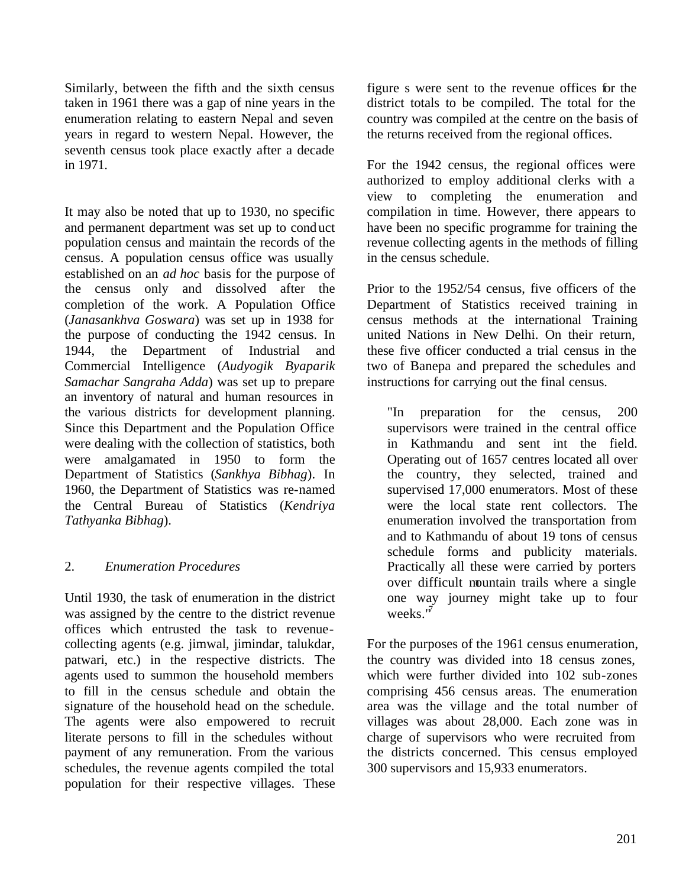Similarly, between the fifth and the sixth census taken in 1961 there was a gap of nine years in the enumeration relating to eastern Nepal and seven years in regard to western Nepal. However, the seventh census took place exactly after a decade in 1971.

It may also be noted that up to 1930, no specific and permanent department was set up to conduct population census and maintain the records of the census. A population census office was usually established on an *ad hoc* basis for the purpose of the census only and dissolved after the completion of the work. A Population Office (*Janasankhva Goswara*) was set up in 1938 for the purpose of conducting the 1942 census. In 1944, the Department of Industrial and Commercial Intelligence (*Audyogik Byaparik Samachar Sangraha Adda*) was set up to prepare an inventory of natural and human resources in the various districts for development planning. Since this Department and the Population Office were dealing with the collection of statistics, both were amalgamated in 1950 to form the Department of Statistics (*Sankhya Bibhag*). In 1960, the Department of Statistics was re-named the Central Bureau of Statistics (*Kendriya Tathyanka Bibhag*).

## 2. *Enumeration Procedures*

Until 1930, the task of enumeration in the district was assigned by the centre to the district revenue offices which entrusted the task to revenue-collecting agents (e.g. jimwal, jimindar, talukdar, patwari, etc.) in the respective districts. The agents used to summon the household members to fill in the census schedule and obtain the signature of the household head on the schedule. The agents were also empowered to recruit literate persons to fill in the schedules without payment of any remuneration. From the various schedules, the revenue agents compiled the total population for their respective villages. These figure s were sent to the revenue offices for the district totals to be compiled. The total for the country was compiled at the centre on the basis of the returns received from the regional offices.

For the 1942 census, the regional offices were authorized to employ additional clerks with a view to completing the enumeration and compilation in time. However, there appears to have been no specific programme for training the revenue collecting agents in the methods of filling in the census schedule.

Prior to the 1952/54 census, five officers of the Department of Statistics received training in census methods at the international Training united Nations in New Delhi. On their return, these five officer conducted a trial census in the two of Banepa and prepared the schedules and instructions for carrying out the final census.

> "In preparation for the census, 200 supervisors were trained in the central office in Kathmandu and sent int the field. Operating out of 1657 centres located all over the country, they selected, trained and supervised 17,000 enumerators. Most of these were the local state rent collectors. The enumeration involved the transportation from and to Kathmandu of about 19 tons of census schedule forms and publicity materials. Practically all these were carried by porters over difficult mountain trails where a single one way journey might take up to four weeks."[7]

For the purposes of the 1961 census enumeration, the country was divided into 18 census zones, which were further divided into 102 sub-zones comprising 456 census areas. The enumeration area was the village and the total number of villages was about 28,000. Each zone was in charge of supervisors who were recruited from the districts concerned. This census employed 300 supervisors and 15,933 enumerators.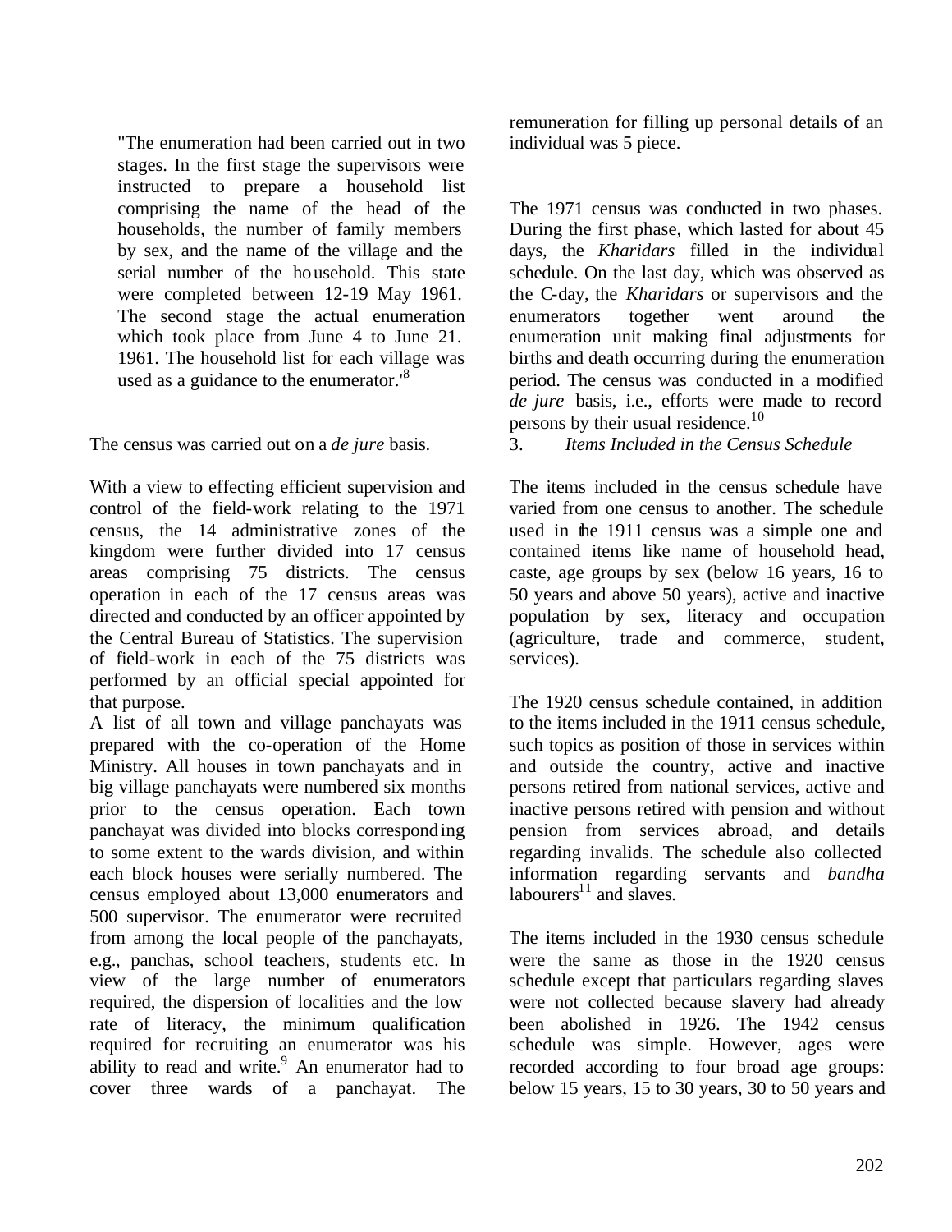> "The enumeration had been carried out in two stages. In the first stage the supervisors were instructed to prepare a household list comprising the name of the head of the households, the number of family members by sex, and the name of the village and the serial number of the household. This state were completed between 12-19 May 1961. The second stage the actual enumeration which took place from June 4 to June 21. 1961. The household list for each village was used as a guidance to the enumerator.'[8]

The census was carried out on a *de jure* basis.

With a view to effecting efficient supervision and control of the field-work relating to the 1971 census, the 14 administrative zones of the kingdom were further divided into 17 census areas comprising 75 districts. The census operation in each of the 17 census areas was directed and conducted by an officer appointed by the Central Bureau of Statistics. The supervision of field-work in each of the 75 districts was performed by an official special appointed for that purpose.

A list of all town and village panchayats was prepared with the co-operation of the Home Ministry. All houses in town panchayats and in big village panchayats were numbered six months prior to the census operation. Each town panchayat was divided into blocks corresponding to some extent to the wards division, and within each block houses were serially numbered. The census employed about 13,000 enumerators and 500 supervisor. The enumerator were recruited from among the local people of the panchayats, e.g., panchas, school teachers, students etc. In view of the large number of enumerators required, the dispersion of localities and the low rate of literacy, the minimum qualification required for recruiting an enumerator was his ability to read and write.[9] An enumerator had to cover three wards of a panchayat. The remuneration for filling up personal details of an individual was 5 piece.

The 1971 census was conducted in two phases. During the first phase, which lasted for about 45 days, the *Kharidars* filled in the individual schedule. On the last day, which was observed as the C-day, the *Kharidars* or supervisors and the enumerators together went around the enumeration unit making final adjustments for births and death occurring during the enumeration period. The census was conducted in a modified *de jure* basis, i.e., efforts were made to record persons by their usual residence.[10]

### 3. *Items Included in the Census Schedule*

The items included in the census schedule have varied from one census to another. The schedule used in the 1911 census was a simple one and contained items like name of household head, caste, age groups by sex (below 16 years, 16 to 50 years and above 50 years), active and inactive population by sex, literacy and occupation (agriculture, trade and commerce, student, services).

The 1920 census schedule contained, in addition to the items included in the 1911 census schedule, such topics as position of those in services within and outside the country, active and inactive persons retired from national services, active and inactive persons retired with pension and without pension from services abroad, and details regarding invalids. The schedule also collected information regarding servants and *bandha* labourers[11] and slaves.

The items included in the 1930 census schedule were the same as those in the 1920 census schedule except that particulars regarding slaves were not collected because slavery had already been abolished in 1926. The 1942 census schedule was simple. However, ages were recorded according to four broad age groups: below 15 years, 15 to 30 years, 30 to 50 years and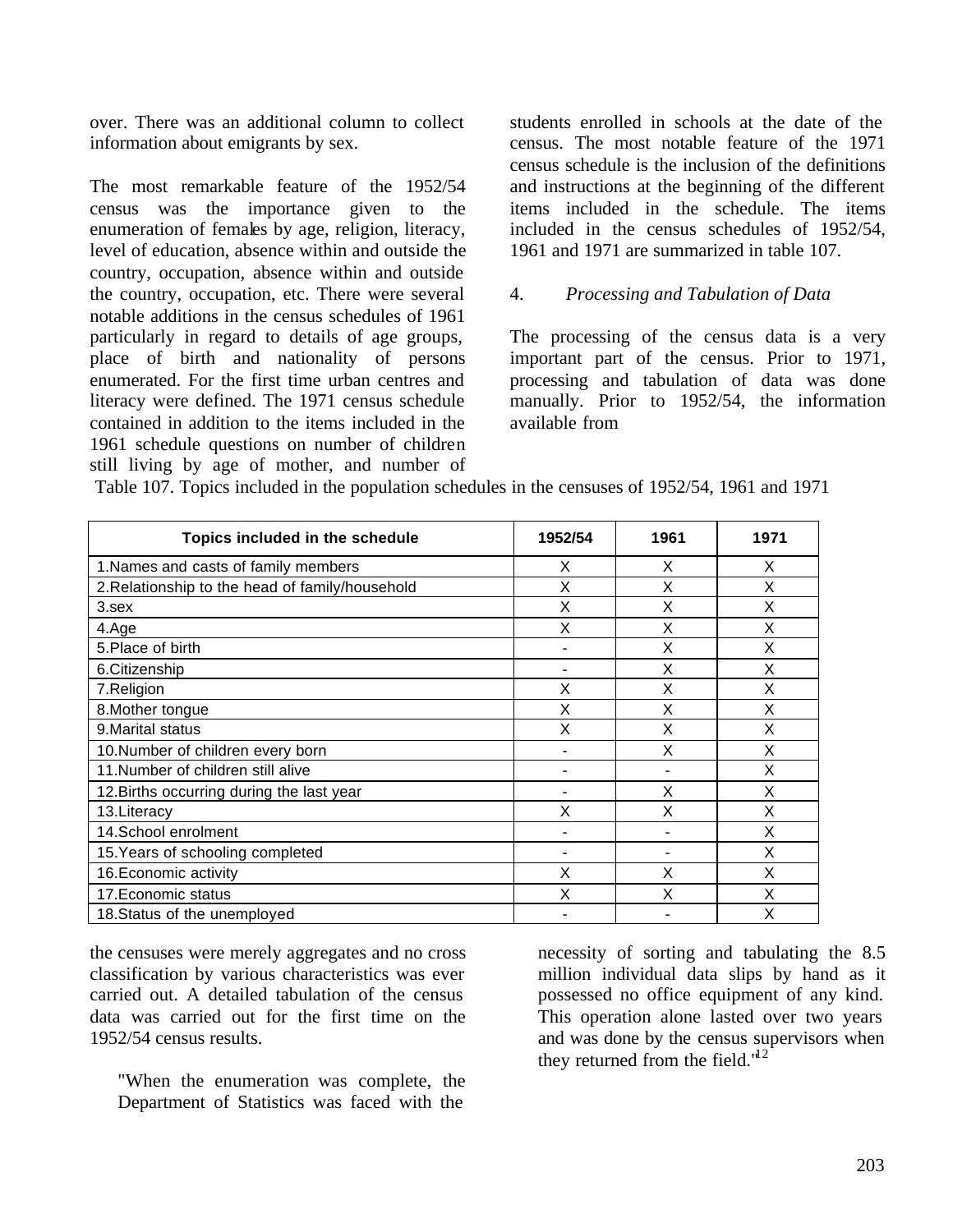over. There was an additional column to collect information about emigrants by sex.

The most remarkable feature of the 1952/54 census was the importance given to the enumeration of females by age, religion, literacy, level of education, absence within and outside the country, occupation, absence within and outside the country, occupation, etc. There were several notable additions in the census schedules of 1961 particularly in regard to details of age groups, place of birth and nationality of persons enumerated. For the first time urban centres and literacy were defined. The 1971 census schedule contained in addition to the items included in the 1961 schedule questions on number of children still living by age of mother, and number of students enrolled in schools at the date of the census. The most notable feature of the 1971 census schedule is the inclusion of the definitions and instructions at the beginning of the different items included in the schedule. The items included in the census schedules of 1952/54, 1961 and 1971 are summarized in table 107.

### 4. *Processing and Tabulation of Data*

The processing of the census data is a very important part of the census. Prior to 1971, processing and tabulation of data was done manually. Prior to 1952/54, the information available from the censuses were merely aggregates and no cross classification by various characteristics was ever carried out. A detailed tabulation of the census data was carried out for the first time on the 1952/54 census results.

Table 107. Topics included in the population schedules in the censuses of 1952/54, 1961 and 1971

| Topics included in the schedule | 1952/54 | 1961 | 1971 |
|---|---|---|---|
| 1.Names and casts of family members | X | X | X |
| 2.Relationship to the head of family/household | X | X | X |
| 3.sex | X | X | X |
| 4.Age | X | X | X |
| 5.Place of birth | - | X | X |
| 6.Citizenship | - | X | X |
| 7.Religion | X | X | X |
| 8.Mother tongue | X | X | X |
| 9.Marital status | X | X | X |
| 10.Number of children every born | - | X | X |
| 11.Number of children still alive | - | - | X |
| 12.Births occurring during the last year | - | X | X |
| 13.Literacy | X | X | X |
| 14.School enrolment | - | - | X |
| 15.Years of schooling completed | - | - | X |
| 16.Economic activity | X | X | X |
| 17.Economic status | X | X | X |
| 18.Status of the unemployed | - | - | X |

> "When the enumeration was complete, the Department of Statistics was faced with the necessity of sorting and tabulating the 8.5 million individual data slips by hand as it possessed no office equipment of any kind. This operation alone lasted over two years and was done by the census supervisors when they returned from the field."[12]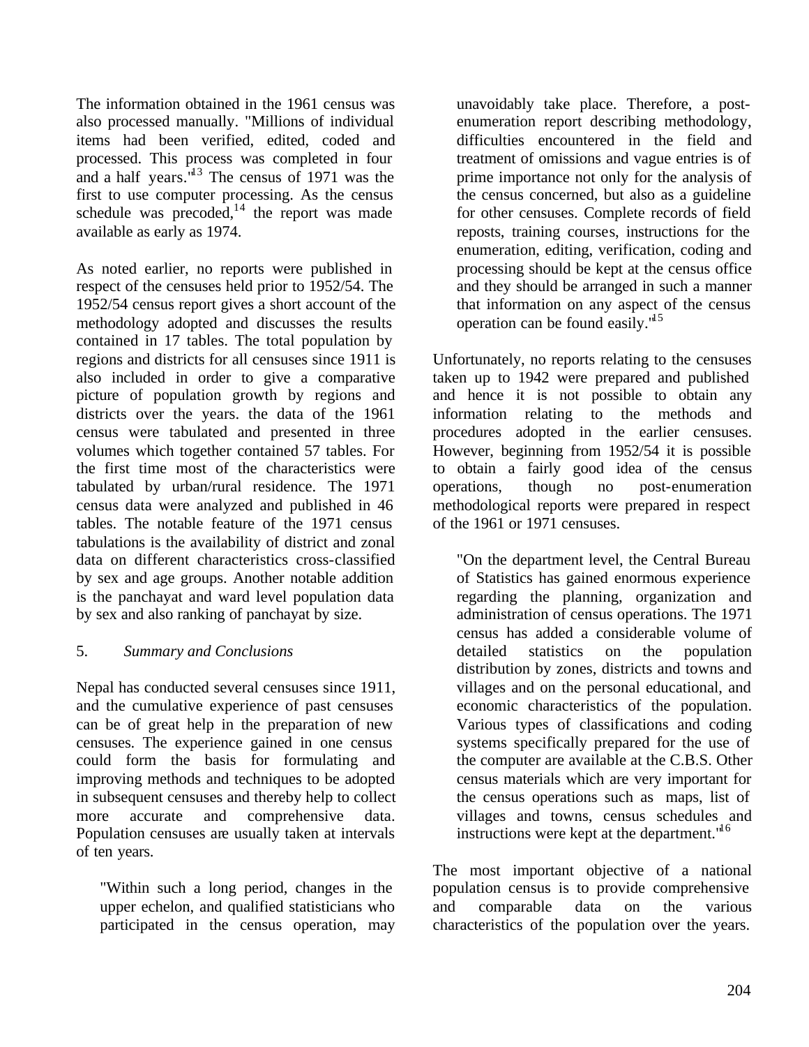The information obtained in the 1961 census was also processed manually. "Millions of individual items had been verified, edited, coded and processed. This process was completed in four and a half years."[13] The census of 1971 was the first to use computer processing. As the census schedule was precoded,[14] the report was made available as early as 1974.

As noted earlier, no reports were published in respect of the censuses held prior to 1952/54. The 1952/54 census report gives a short account of the methodology adopted and discusses the results contained in 17 tables. The total population by regions and districts for all censuses since 1911 is also included in order to give a comparative picture of population growth by regions and districts over the years. the data of the 1961 census were tabulated and presented in three volumes which together contained 57 tables. For the first time most of the characteristics were tabulated by urban/rural residence. The 1971 census data were analyzed and published in 46 tables. The notable feature of the 1971 census tabulations is the availability of district and zonal data on different characteristics cross-classified by sex and age groups. Another notable addition is the panchayat and ward level population data by sex and also ranking of panchayat by size.

## 5. *Summary and Conclusions*

Nepal has conducted several censuses since 1911, and the cumulative experience of past censuses can be of great help in the preparation of new censuses. The experience gained in one census could form the basis for formulating and improving methods and techniques to be adopted in subsequent censuses and thereby help to collect more accurate and comprehensive data. Population censuses are usually taken at intervals of ten years.

> "Within such a long period, changes in the upper echelon, and qualified statisticians who participated in the census operation, may unavoidably take place. Therefore, a post-enumeration report describing methodology, difficulties encountered in the field and treatment of omissions and vague entries is of prime importance not only for the analysis of the census concerned, but also as a guideline for other censuses. Complete records of field reposts, training courses, instructions for the enumeration, editing, verification, coding and processing should be kept at the census office and they should be arranged in such a manner that information on any aspect of the census operation can be found easily."[15]

Unfortunately, no reports relating to the censuses taken up to 1942 were prepared and published and hence it is not possible to obtain any information relating to the methods and procedures adopted in the earlier censuses. However, beginning from 1952/54 it is possible to obtain a fairly good idea of the census operations, though no post-enumeration methodological reports were prepared in respect of the 1961 or 1971 censuses.

> "On the department level, the Central Bureau of Statistics has gained enormous experience regarding the planning, organization and administration of census operations. The 1971 census has added a considerable volume of detailed statistics on the population distribution by zones, districts and towns and villages and on the personal educational, and economic characteristics of the population. Various types of classifications and coding systems specifically prepared for the use of the computer are available at the C.B.S. Other census materials which are very important for the census operations such as maps, list of villages and towns, census schedules and instructions were kept at the department."[16]

The most important objective of a national population census is to provide comprehensive and comparable data on the various characteristics of the population over the years.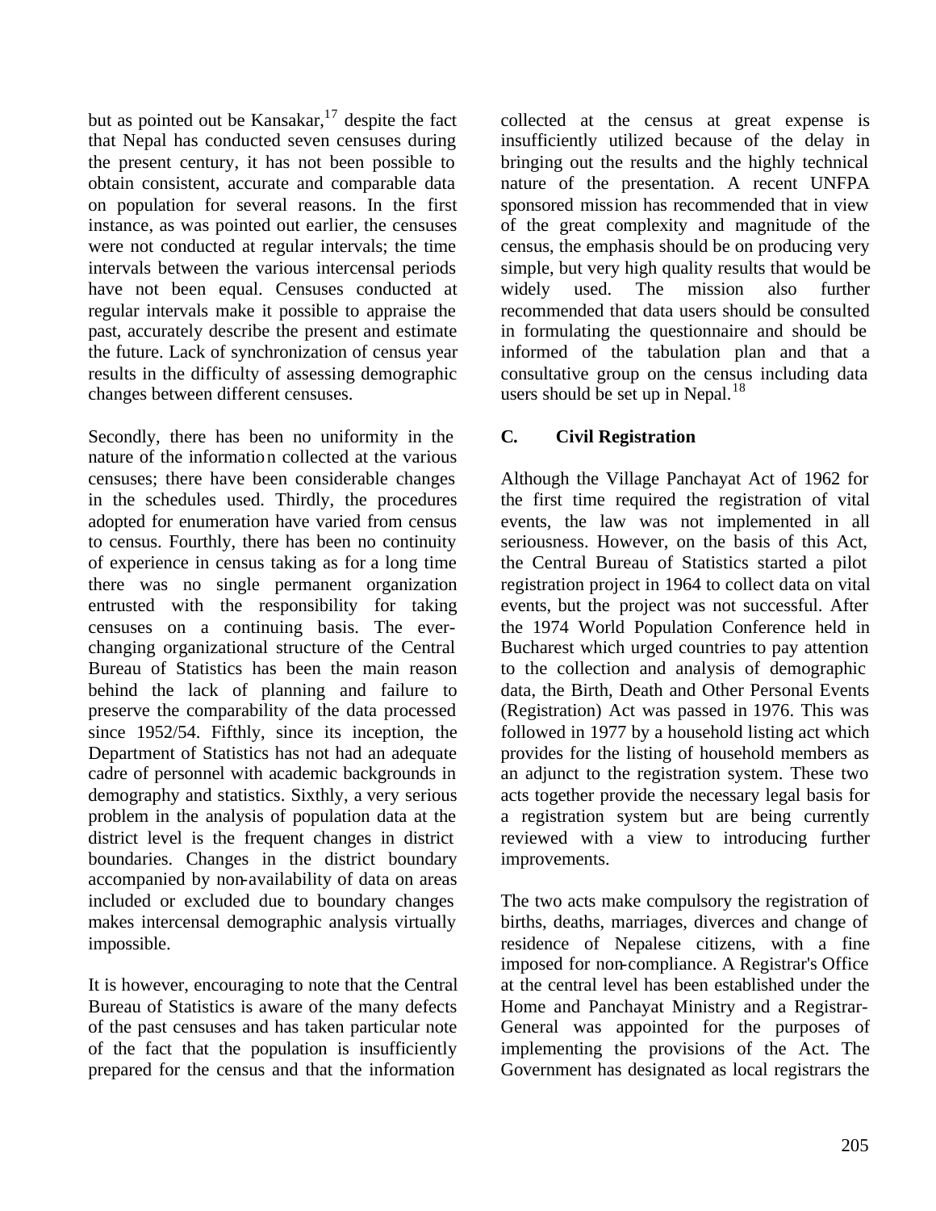but as pointed out be Kansakar,[17] despite the fact that Nepal has conducted seven censuses during the present century, it has not been possible to obtain consistent, accurate and comparable data on population for several reasons. In the first instance, as was pointed out earlier, the censuses were not conducted at regular intervals; the time intervals between the various intercensal periods have not been equal. Censuses conducted at regular intervals make it possible to appraise the past, accurately describe the present and estimate the future. Lack of synchronization of census year results in the difficulty of assessing demographic changes between different censuses.

Secondly, there has been no uniformity in the nature of the information collected at the various censuses; there have been considerable changes in the schedules used. Thirdly, the procedures adopted for enumeration have varied from census to census. Fourthly, there has been no continuity of experience in census taking as for a long time there was no single permanent organization entrusted with the responsibility for taking censuses on a continuing basis. The ever-changing organizational structure of the Central Bureau of Statistics has been the main reason behind the lack of planning and failure to preserve the comparability of the data processed since 1952/54. Fifthly, since its inception, the Department of Statistics has not had an adequate cadre of personnel with academic backgrounds in demography and statistics. Sixthly, a very serious problem in the analysis of population data at the district level is the frequent changes in district boundaries. Changes in the district boundary accompanied by non-availability of data on areas included or excluded due to boundary changes makes intercensal demographic analysis virtually impossible.

It is however, encouraging to note that the Central Bureau of Statistics is aware of the many defects of the past censuses and has taken particular note of the fact that the population is insufficiently prepared for the census and that the information collected at the census at great expense is insufficiently utilized because of the delay in bringing out the results and the highly technical nature of the presentation. A recent UNFPA sponsored mission has recommended that in view of the great complexity and magnitude of the census, the emphasis should be on producing very simple, but very high quality results that would be widely used. The mission also further recommended that data users should be consulted in formulating the questionnaire and should be informed of the tabulation plan and that a consultative group on the census including data users should be set up in Nepal.[18]

## C. Civil Registration

Although the Village Panchayat Act of 1962 for the first time required the registration of vital events, the law was not implemented in all seriousness. However, on the basis of this Act, the Central Bureau of Statistics started a pilot registration project in 1964 to collect data on vital events, but the project was not successful. After the 1974 World Population Conference held in Bucharest which urged countries to pay attention to the collection and analysis of demographic data, the Birth, Death and Other Personal Events (Registration) Act was passed in 1976. This was followed in 1977 by a household listing act which provides for the listing of household members as an adjunct to the registration system. These two acts together provide the necessary legal basis for a registration system but are being currently reviewed with a view to introducing further improvements.

The two acts make compulsory the registration of births, deaths, marriages, diverces and change of residence of Nepalese citizens, with a fine imposed for non-compliance. A Registrar's Office at the central level has been established under the Home and Panchayat Ministry and a Registrar-General was appointed for the purposes of implementing the provisions of the Act. The Government has designated as local registrars the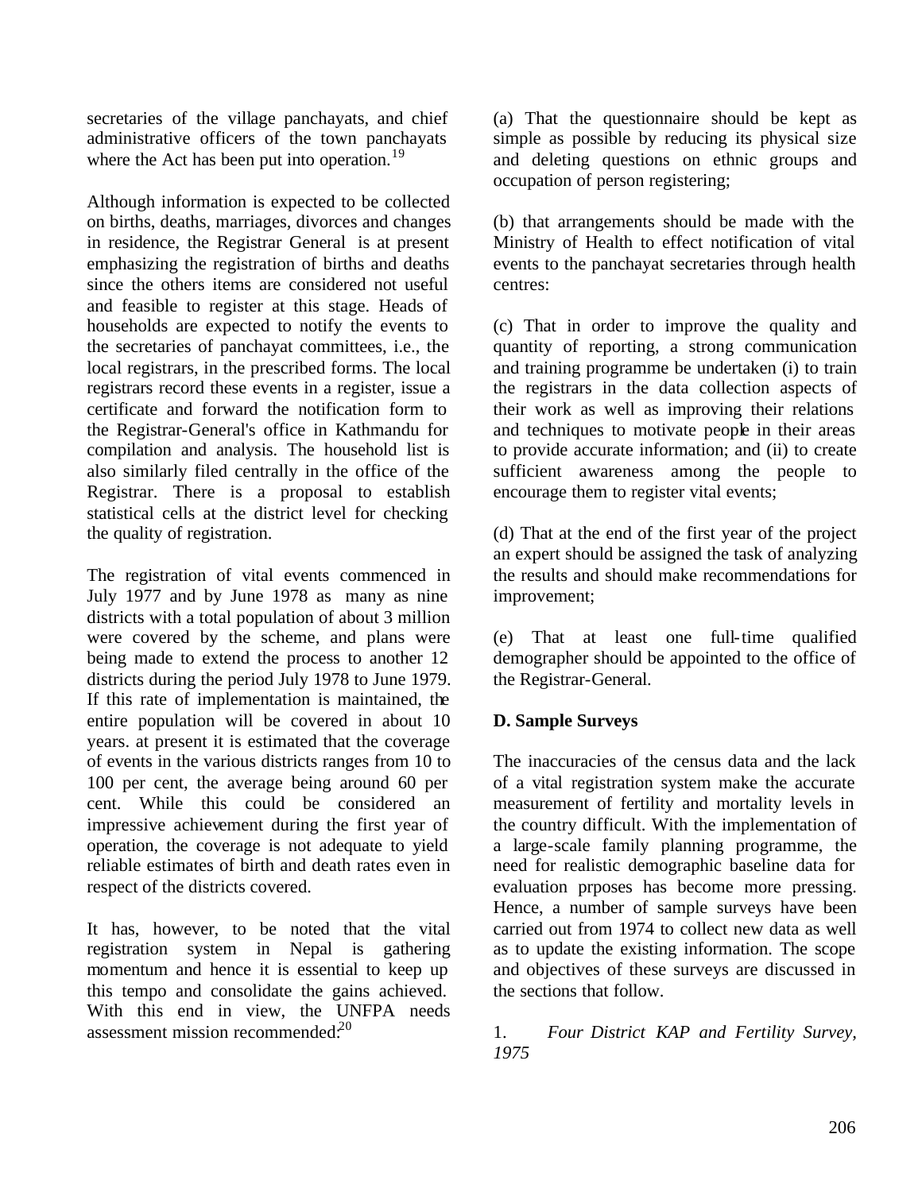secretaries of the village panchayats, and chief administrative officers of the town panchayats where the Act has been put into operation.[19]

Although information is expected to be collected on births, deaths, marriages, divorces and changes in residence, the Registrar General is at present emphasizing the registration of births and deaths since the others items are considered not useful and feasible to register at this stage. Heads of households are expected to notify the events to the secretaries of panchayat committees, i.e., the local registrars, in the prescribed forms. The local registrars record these events in a register, issue a certificate and forward the notification form to the Registrar-General's office in Kathmandu for compilation and analysis. The household list is also similarly filed centrally in the office of the Registrar. There is a proposal to establish statistical cells at the district level for checking the quality of registration.

The registration of vital events commenced in July 1977 and by June 1978 as many as nine districts with a total population of about 3 million were covered by the scheme, and plans were being made to extend the process to another 12 districts during the period July 1978 to June 1979. If this rate of implementation is maintained, the entire population will be covered in about 10 years. at present it is estimated that the coverage of events in the various districts ranges from 10 to 100 per cent, the average being around 60 per cent. While this could be considered an impressive achievement during the first year of operation, the coverage is not adequate to yield reliable estimates of birth and death rates even in respect of the districts covered.

It has, however, to be noted that the vital registration system in Nepal is gathering momentum and hence it is essential to keep up this tempo and consolidate the gains achieved. With this end in view, the UNFPA needs assessment mission recommended:[20]

(a) That the questionnaire should be kept as simple as possible by reducing its physical size and deleting questions on ethnic groups and occupation of person registering;

(b) that arrangements should be made with the Ministry of Health to effect notification of vital events to the panchayat secretaries through health centres:

(c) That in order to improve the quality and quantity of reporting, a strong communication and training programme be undertaken (i) to train the registrars in the data collection aspects of their work as well as improving their relations and techniques to motivate people in their areas to provide accurate information; and (ii) to create sufficient awareness among the people to encourage them to register vital events;

(d) That at the end of the first year of the project an expert should be assigned the task of analyzing the results and should make recommendations for improvement;

(e) That at least one full-time qualified demographer should be appointed to the office of the Registrar-General.

**D. Sample Surveys**

The inaccuracies of the census data and the lack of a vital registration system make the accurate measurement of fertility and mortality levels in the country difficult. With the implementation of a large-scale family planning programme, the need for realistic demographic baseline data for evaluation prposes has become more pressing. Hence, a number of sample surveys have been carried out from 1974 to collect new data as well as to update the existing information. The scope and objectives of these surveys are discussed in the sections that follow.

1. *Four District KAP and Fertility Survey, 1975*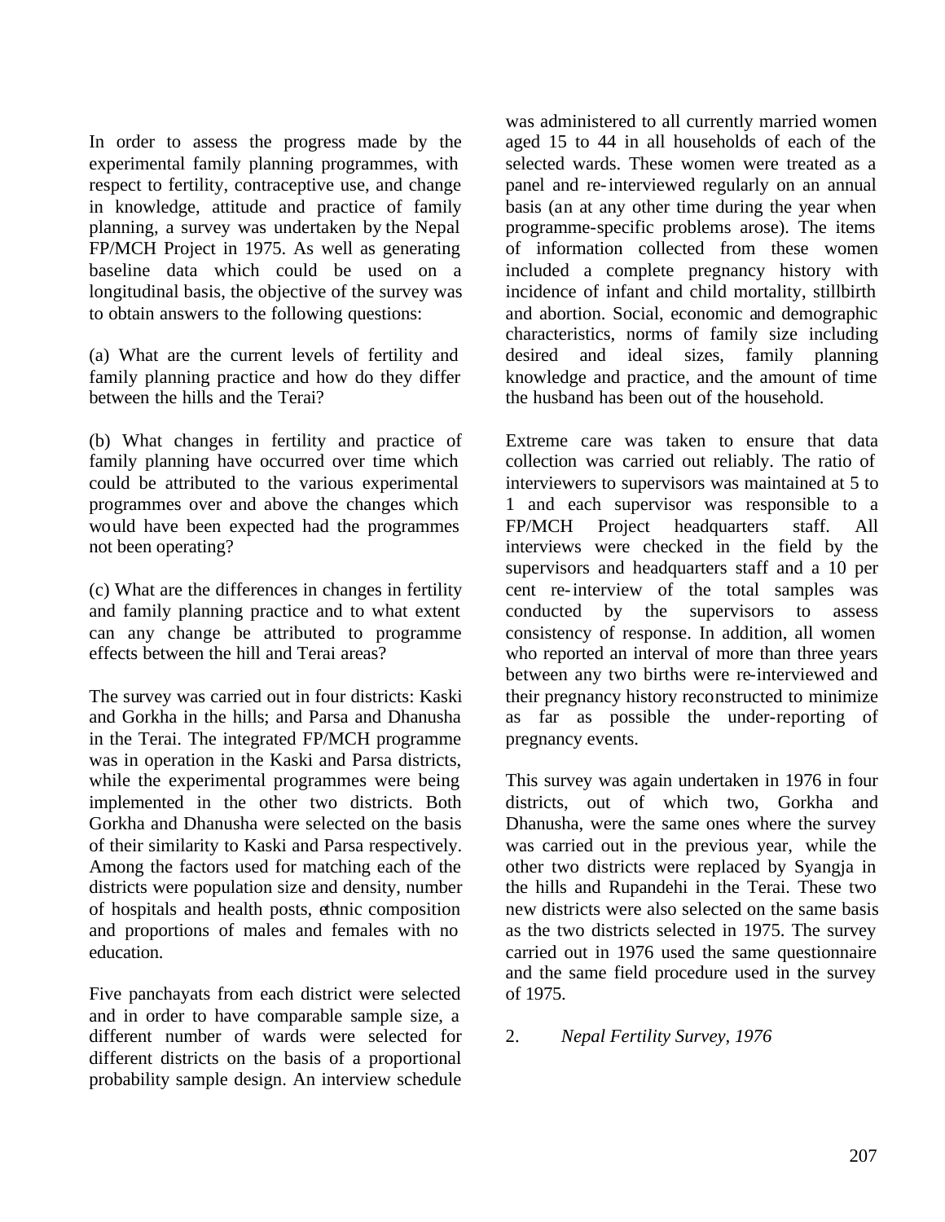In order to assess the progress made by the experimental family planning programmes, with respect to fertility, contraceptive use, and change in knowledge, attitude and practice of family planning, a survey was undertaken by the Nepal FP/MCH Project in 1975. As well as generating baseline data which could be used on a longitudinal basis, the objective of the survey was to obtain answers to the following questions:

(a) What are the current levels of fertility and family planning practice and how do they differ between the hills and the Terai?

(b) What changes in fertility and practice of family planning have occurred over time which could be attributed to the various experimental programmes over and above the changes which would have been expected had the programmes not been operating?

(c) What are the differences in changes in fertility and family planning practice and to what extent can any change be attributed to programme effects between the hill and Terai areas?

The survey was carried out in four districts: Kaski and Gorkha in the hills; and Parsa and Dhanusha in the Terai. The integrated FP/MCH programme was in operation in the Kaski and Parsa districts, while the experimental programmes were being implemented in the other two districts. Both Gorkha and Dhanusha were selected on the basis of their similarity to Kaski and Parsa respectively. Among the factors used for matching each of the districts were population size and density, number of hospitals and health posts, ethnic composition and proportions of males and females with no education.

Five panchayats from each district were selected and in order to have comparable sample size, a different number of wards were selected for different districts on the basis of a proportional probability sample design. An interview schedule was administered to all currently married women aged 15 to 44 in all households of each of the selected wards. These women were treated as a panel and re-interviewed regularly on an annual basis (an at any other time during the year when programme-specific problems arose). The items of information collected from these women included a complete pregnancy history with incidence of infant and child mortality, stillbirth and abortion. Social, economic and demographic characteristics, norms of family size including desired and ideal sizes, family planning knowledge and practice, and the amount of time the husband has been out of the household.

Extreme care was taken to ensure that data collection was carried out reliably. The ratio of interviewers to supervisors was maintained at 5 to 1 and each supervisor was responsible to a FP/MCH Project headquarters staff. All interviews were checked in the field by the supervisors and headquarters staff and a 10 per cent re-interview of the total samples was conducted by the supervisors to assess consistency of response. In addition, all women who reported an interval of more than three years between any two births were re-interviewed and their pregnancy history reconstructed to minimize as far as possible the under-reporting of pregnancy events.

This survey was again undertaken in 1976 in four districts, out of which two, Gorkha and Dhanusha, were the same ones where the survey was carried out in the previous year, while the other two districts were replaced by Syangja in the hills and Rupandehi in the Terai. These two new districts were also selected on the same basis as the two districts selected in 1975. The survey carried out in 1976 used the same questionnaire and the same field procedure used in the survey of 1975.

2. *Nepal Fertility Survey, 1976*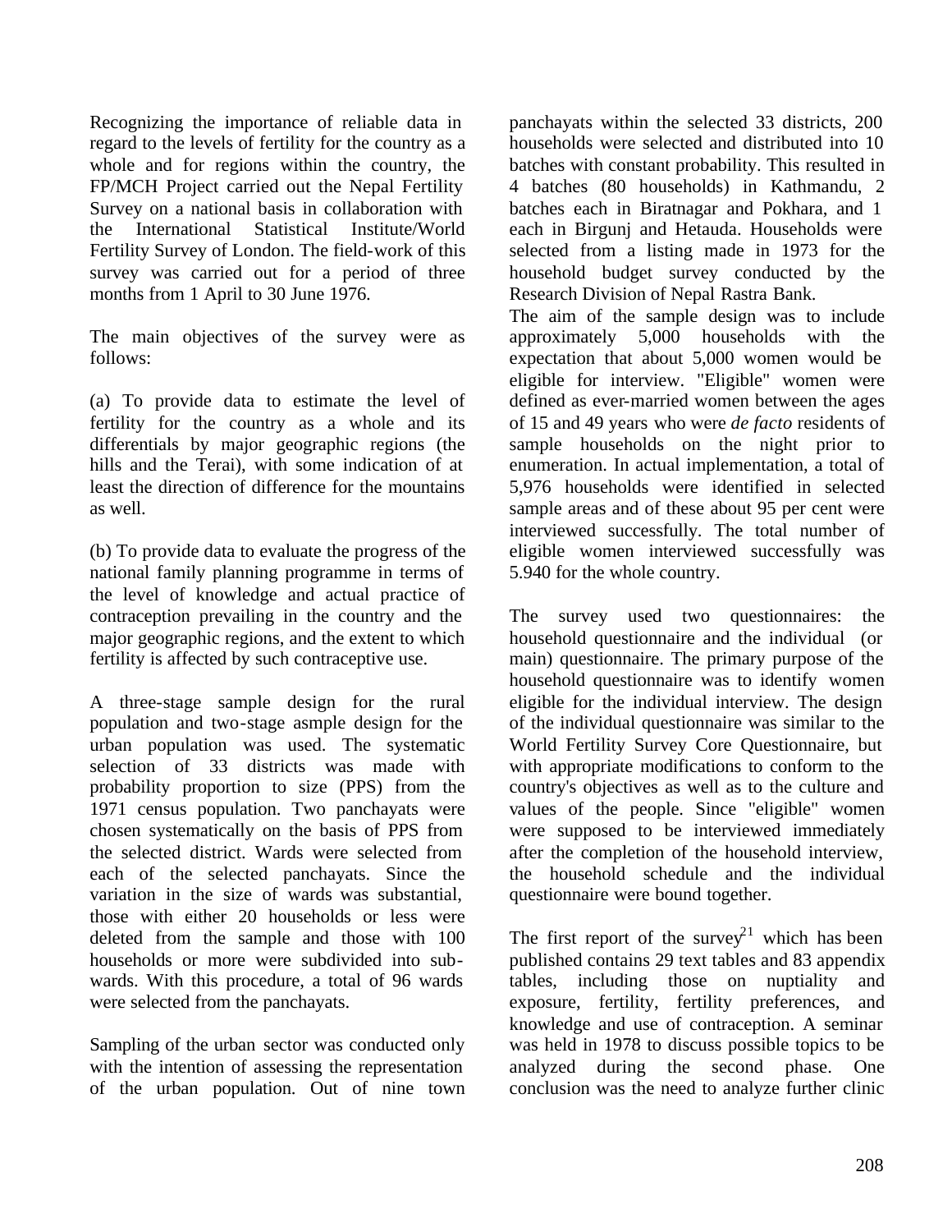Recognizing the importance of reliable data in regard to the levels of fertility for the country as a whole and for regions within the country, the FP/MCH Project carried out the Nepal Fertility Survey on a national basis in collaboration with the International Statistical Institute/World Fertility Survey of London. The field-work of this survey was carried out for a period of three months from 1 April to 30 June 1976.

The main objectives of the survey were as follows:

(a) To provide data to estimate the level of fertility for the country as a whole and its differentials by major geographic regions (the hills and the Terai), with some indication of at least the direction of difference for the mountains as well.

(b) To provide data to evaluate the progress of the national family planning programme in terms of the level of knowledge and actual practice of contraception prevailing in the country and the major geographic regions, and the extent to which fertility is affected by such contraceptive use.

A three-stage sample design for the rural population and two-stage asmple design for the urban population was used. The systematic selection of 33 districts was made with probability proportion to size (PPS) from the 1971 census population. Two panchayats were chosen systematically on the basis of PPS from the selected district. Wards were selected from each of the selected panchayats. Since the variation in the size of wards was substantial, those with either 20 households or less were deleted from the sample and those with 100 households or more were subdivided into sub-wards. With this procedure, a total of 96 wards were selected from the panchayats.

Sampling of the urban sector was conducted only with the intention of assessing the representation of the urban population. Out of nine town panchayats within the selected 33 districts, 200 households were selected and distributed into 10 batches with constant probability. This resulted in 4 batches (80 households) in Kathmandu, 2 batches each in Biratnagar and Pokhara, and 1 each in Birgunj and Hetauda. Households were selected from a listing made in 1973 for the household budget survey conducted by the Research Division of Nepal Rastra Bank.

The aim of the sample design was to include approximately 5,000 households with the expectation that about 5,000 women would be eligible for interview. "Eligible" women were defined as ever-married women between the ages of 15 and 49 years who were *de facto* residents of sample households on the night prior to enumeration. In actual implementation, a total of 5,976 households were identified in selected sample areas and of these about 95 per cent were interviewed successfully. The total number of eligible women interviewed successfully was 5.940 for the whole country.

The survey used two questionnaires: the household questionnaire and the individual (or main) questionnaire. The primary purpose of the household questionnaire was to identify women eligible for the individual interview. The design of the individual questionnaire was similar to the World Fertility Survey Core Questionnaire, but with appropriate modifications to conform to the country's objectives as well as to the culture and values of the people. Since "eligible" women were supposed to be interviewed immediately after the completion of the household interview, the household schedule and the individual questionnaire were bound together.

The first report of the survey[21] which has been published contains 29 text tables and 83 appendix tables, including those on nuptiality and exposure, fertility, fertility preferences, and knowledge and use of contraception. A seminar was held in 1978 to discuss possible topics to be analyzed during the second phase. One conclusion was the need to analyze further clinic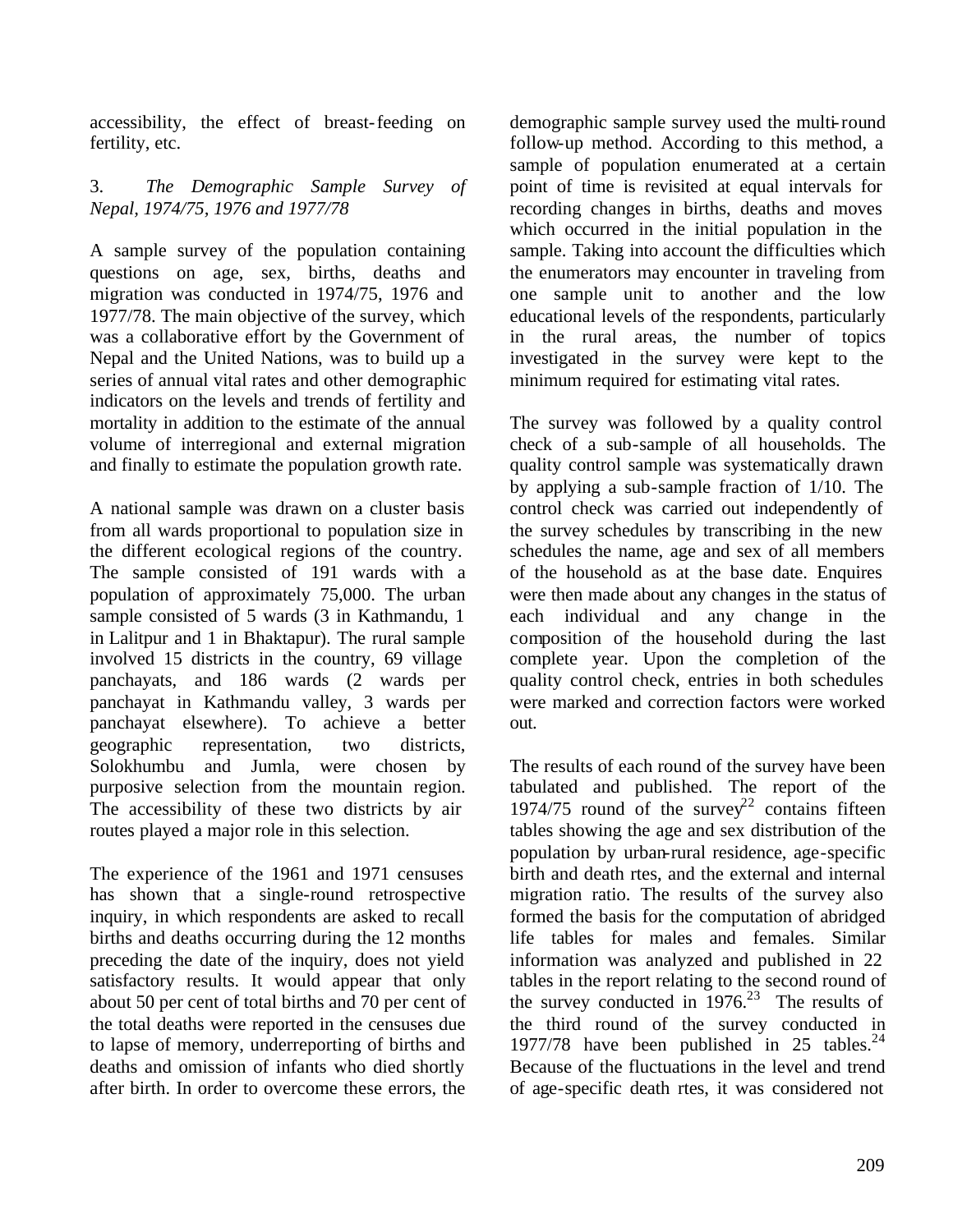accessibility, the effect of breast-feeding on fertility, etc.

### 3. *The Demographic Sample Survey of Nepal, 1974/75, 1976 and 1977/78*

A sample survey of the population containing questions on age, sex, births, deaths and migration was conducted in 1974/75, 1976 and 1977/78. The main objective of the survey, which was a collaborative effort by the Government of Nepal and the United Nations, was to build up a series of annual vital rates and other demographic indicators on the levels and trends of fertility and mortality in addition to the estimate of the annual volume of interregional and external migration and finally to estimate the population growth rate.

A national sample was drawn on a cluster basis from all wards proportional to population size in the different ecological regions of the country. The sample consisted of 191 wards with a population of approximately 75,000. The urban sample consisted of 5 wards (3 in Kathmandu, 1 in Lalitpur and 1 in Bhaktapur). The rural sample involved 15 districts in the country, 69 village panchayats, and 186 wards (2 wards per panchayat in Kathmandu valley, 3 wards per panchayat elsewhere). To achieve a better geographic representation, two districts, Solokhumbu and Jumla, were chosen by purposive selection from the mountain region. The accessibility of these two districts by air routes played a major role in this selection.

The experience of the 1961 and 1971 censuses has shown that a single-round retrospective inquiry, in which respondents are asked to recall births and deaths occurring during the 12 months preceding the date of the inquiry, does not yield satisfactory results. It would appear that only about 50 per cent of total births and 70 per cent of the total deaths were reported in the censuses due to lapse of memory, underreporting of births and deaths and omission of infants who died shortly after birth. In order to overcome these errors, the demographic sample survey used the multi-round follow-up method. According to this method, a sample of population enumerated at a certain point of time is revisited at equal intervals for recording changes in births, deaths and moves which occurred in the initial population in the sample. Taking into account the difficulties which the enumerators may encounter in traveling from one sample unit to another and the low educational levels of the respondents, particularly in the rural areas, the number of topics investigated in the survey were kept to the minimum required for estimating vital rates.

The survey was followed by a quality control check of a sub-sample of all households. The quality control sample was systematically drawn by applying a sub-sample fraction of 1/10. The control check was carried out independently of the survey schedules by transcribing in the new schedules the name, age and sex of all members of the household as at the base date. Enquires were then made about any changes in the status of each individual and any change in the composition of the household during the last complete year. Upon the completion of the quality control check, entries in both schedules were marked and correction factors were worked out.

The results of each round of the survey have been tabulated and published. The report of the 1974/75 round of the survey[22] contains fifteen tables showing the age and sex distribution of the population by urban-rural residence, age-specific birth and death rtes, and the external and internal migration ratio. The results of the survey also formed the basis for the computation of abridged life tables for males and females. Similar information was analyzed and published in 22 tables in the report relating to the second round of the survey conducted in 1976.[23] The results of the third round of the survey conducted in 1977/78 have been published in 25 tables.[24] Because of the fluctuations in the level and trend of age-specific death rtes, it was considered not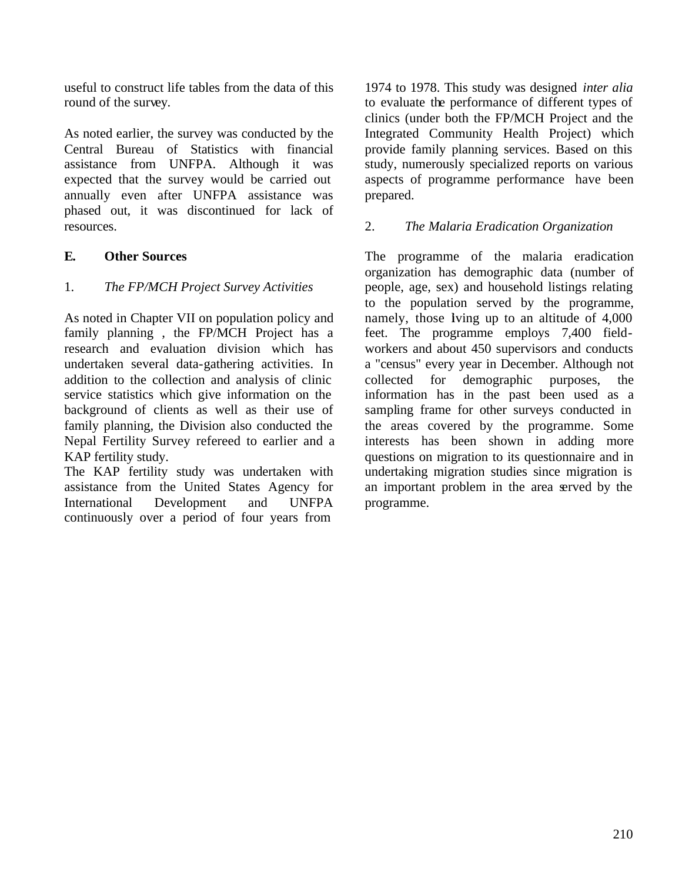useful to construct life tables from the data of this round of the survey.

As noted earlier, the survey was conducted by the Central Bureau of Statistics with financial assistance from UNFPA. Although it was expected that the survey would be carried out annually even after UNFPA assistance was phased out, it was discontinued for lack of resources.

## E. Other Sources

### 1. *The FP/MCH Project Survey Activities*

As noted in Chapter VII on population policy and family planning , the FP/MCH Project has a research and evaluation division which has undertaken several data-gathering activities. In addition to the collection and analysis of clinic service statistics which give information on the background of clients as well as their use of family planning, the Division also conducted the Nepal Fertility Survey refereed to earlier and a KAP fertility study.

The KAP fertility study was undertaken with assistance from the United States Agency for International Development and UNFPA continuously over a period of four years from 1974 to 1978. This study was designed *inter alia* to evaluate the performance of different types of clinics (under both the FP/MCH Project and the Integrated Community Health Project) which provide family planning services. Based on this study, numerously specialized reports on various aspects of programme performance have been prepared.

### 2. *The Malaria Eradication Organization*

The programme of the malaria eradication organization has demographic data (number of people, age, sex) and household listings relating to the population served by the programme, namely, those living up to an altitude of 4,000 feet. The programme employs 7,400 field-workers and about 450 supervisors and conducts a "census" every year in December. Although not collected for demographic purposes, the information has in the past been used as a sampling frame for other surveys conducted in the areas covered by the programme. Some interests has been shown in adding more questions on migration to its questionnaire and in undertaking migration studies since migration is an important problem in the area served by the programme.